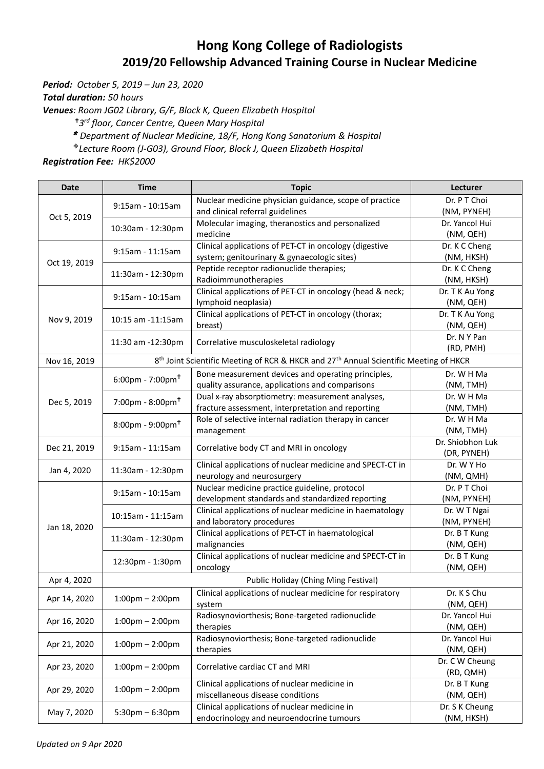# Hong Kong College of Radiologists

## 2019/20 Fellowship Advanced Training Course in Nuclear Medicine

***Period:*** *October 5, 2019 – Jun 23, 2020*

***Total duration:*** *50 hours*

***Venues****: Room JG02 Library, G/F, Block K, Queen Elizabeth Hospital*

*† 3rd floor, Cancer Centre, Queen Mary Hospital*

*\* Department of Nuclear Medicine, 18/F, Hong Kong Sanatorium & Hospital*

*® Lecture Room (J-G03), Ground Floor, Block J, Queen Elizabeth Hospital*

***Registration Fee:*** *HK$2000*

| Date | Time | Topic | Lecturer |
|---|---|---|---|
| Oct 5, 2019 | 9:15am - 10:15am | Nuclear medicine physician guidance, scope of practice and clinical referral guidelines | Dr. P T Choi (NM, PYNEH) |
| | 10:30am - 12:30pm | Molecular imaging, theranostics and personalized medicine | Dr. Yancol Hui (NM, QEH) |
| Oct 19, 2019 | 9:15am - 11:15am | Clinical applications of PET-CT in oncology (digestive system; genitourinary & gynaecologic sites) | Dr. K C Cheng (NM, HKSH) |
| | 11:30am - 12:30pm | Peptide receptor radionuclide therapies; Radioimmunotherapies | Dr. K C Cheng (NM, HKSH) |
| Nov 9, 2019 | 9:15am - 10:15am | Clinical applications of PET-CT in oncology (head & neck; lymphoid neoplasia) | Dr. T K Au Yong (NM, QEH) |
| | 10:15 am -11:15am | Clinical applications of PET-CT in oncology (thorax; breast) | Dr. T K Au Yong (NM, QEH) |
| | 11:30 am -12:30pm | Correlative musculoskeletal radiology | Dr. N Y Pan (RD, PMH) |
| Nov 16, 2019 | 8th Joint Scientific Meeting of RCR & HKCR and 27th Annual Scientific Meeting of HKCR | | |
| Dec 5, 2019 | 6:00pm - 7:00pm† | Bone measurement devices and operating principles, quality assurance, applications and comparisons | Dr. W H Ma (NM, TMH) |
| | 7:00pm - 8:00pm† | Dual x-ray absorptiometry: measurement analyses, fracture assessment, interpretation and reporting | Dr. W H Ma (NM, TMH) |
| | 8:00pm - 9:00pm† | Role of selective internal radiation therapy in cancer management | Dr. W H Ma (NM, TMH) |
| Dec 21, 2019 | 9:15am - 11:15am | Correlative body CT and MRI in oncology | Dr. Shiobhon Luk (DR, PYNEH) |
| Jan 4, 2020 | 11:30am - 12:30pm | Clinical applications of nuclear medicine and SPECT-CT in neurology and neurosurgery | Dr. W Y Ho (NM, QMH) |
| Jan 18, 2020 | 9:15am - 10:15am | Nuclear medicine practice guideline, protocol development standards and standardized reporting | Dr. P T Choi (NM, PYNEH) |
| | 10:15am - 11:15am | Clinical applications of nuclear medicine in haematology and laboratory procedures | Dr. W T Ngai (NM, PYNEH) |
| | 11:30am - 12:30pm | Clinical applications of PET-CT in haematological malignancies | Dr. B T Kung (NM, QEH) |
| | 12:30pm - 1:30pm | Clinical applications of nuclear medicine and SPECT-CT in oncology | Dr. B T Kung (NM, QEH) |
| Apr 4, 2020 | Public Holiday (Ching Ming Festival) | | |
| Apr 14, 2020 | 1:00pm – 2:00pm | Clinical applications of nuclear medicine for respiratory system | Dr. K S Chu (NM, QEH) |
| Apr 16, 2020 | 1:00pm – 2:00pm | Radiosynoviorthesis; Bone-targeted radionuclide therapies | Dr. Yancol Hui (NM, QEH) |
| Apr 21, 2020 | 1:00pm – 2:00pm | Radiosynoviorthesis; Bone-targeted radionuclide therapies | Dr. Yancol Hui (NM, QEH) |
| Apr 23, 2020 | 1:00pm – 2:00pm | Correlative cardiac CT and MRI | Dr. C W Cheung (RD, QMH) |
| Apr 29, 2020 | 1:00pm – 2:00pm | Clinical applications of nuclear medicine in miscellaneous disease conditions | Dr. B T Kung (NM, QEH) |
| May 7, 2020 | 5:30pm – 6:30pm | Clinical applications of nuclear medicine in endocrinology and neuroendocrine tumours | Dr. S K Cheung (NM, HKSH) |

*Updated on 9 Apr 2020*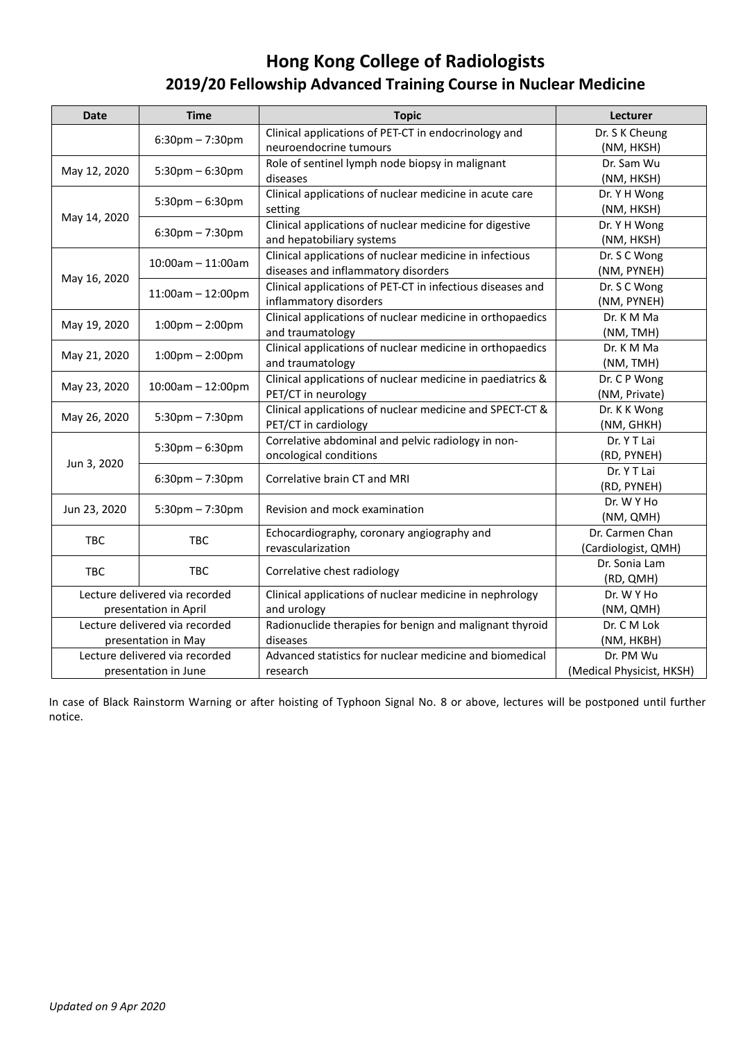# Hong Kong College of Radiologists

## 2019/20 Fellowship Advanced Training Course in Nuclear Medicine

| Date | Time | Topic | Lecturer |
|---|---|---|---|
| | 6:30pm – 7:30pm | Clinical applications of PET-CT in endocrinology and neuroendocrine tumours | Dr. S K Cheung (NM, HKSH) |
| May 12, 2020 | 5:30pm – 6:30pm | Role of sentinel lymph node biopsy in malignant diseases | Dr. Sam Wu (NM, HKSH) |
| May 14, 2020 | 5:30pm – 6:30pm | Clinical applications of nuclear medicine in acute care setting | Dr. Y H Wong (NM, HKSH) |
| | 6:30pm – 7:30pm | Clinical applications of nuclear medicine for digestive and hepatobiliary systems | Dr. Y H Wong (NM, HKSH) |
| May 16, 2020 | 10:00am – 11:00am | Clinical applications of nuclear medicine in infectious diseases and inflammatory disorders | Dr. S C Wong (NM, PYNEH) |
| | 11:00am – 12:00pm | Clinical applications of PET-CT in infectious diseases and inflammatory disorders | Dr. S C Wong (NM, PYNEH) |
| May 19, 2020 | 1:00pm – 2:00pm | Clinical applications of nuclear medicine in orthopaedics and traumatology | Dr. K M Ma (NM, TMH) |
| May 21, 2020 | 1:00pm – 2:00pm | Clinical applications of nuclear medicine in orthopaedics and traumatology | Dr. K M Ma (NM, TMH) |
| May 23, 2020 | 10:00am – 12:00pm | Clinical applications of nuclear medicine in paediatrics & PET/CT in neurology | Dr. C P Wong (NM, Private) |
| May 26, 2020 | 5:30pm – 7:30pm | Clinical applications of nuclear medicine and SPECT-CT & PET/CT in cardiology | Dr. K K Wong (NM, GHKH) |
| Jun 3, 2020 | 5:30pm – 6:30pm | Correlative abdominal and pelvic radiology in non-oncological conditions | Dr. Y T Lai (RD, PYNEH) |
| | 6:30pm – 7:30pm | Correlative brain CT and MRI | Dr. Y T Lai (RD, PYNEH) |
| Jun 23, 2020 | 5:30pm – 7:30pm | Revision and mock examination | Dr. W Y Ho (NM, QMH) |
| TBC | TBC | Echocardiography, coronary angiography and revascularization | Dr. Carmen Chan (Cardiologist, QMH) |
| TBC | TBC | Correlative chest radiology | Dr. Sonia Lam (RD, QMH) |
| Lecture delivered via recorded presentation in April | | Clinical applications of nuclear medicine in nephrology and urology | Dr. W Y Ho (NM, QMH) |
| Lecture delivered via recorded presentation in May | | Radionuclide therapies for benign and malignant thyroid diseases | Dr. C M Lok (NM, HKBH) |
| Lecture delivered via recorded presentation in June | | Advanced statistics for nuclear medicine and biomedical research | Dr. PM Wu (Medical Physicist, HKSH) |

In case of Black Rainstorm Warning or after hoisting of Typhoon Signal No. 8 or above, lectures will be postponed until further notice.

*Updated on 9 Apr 2020*